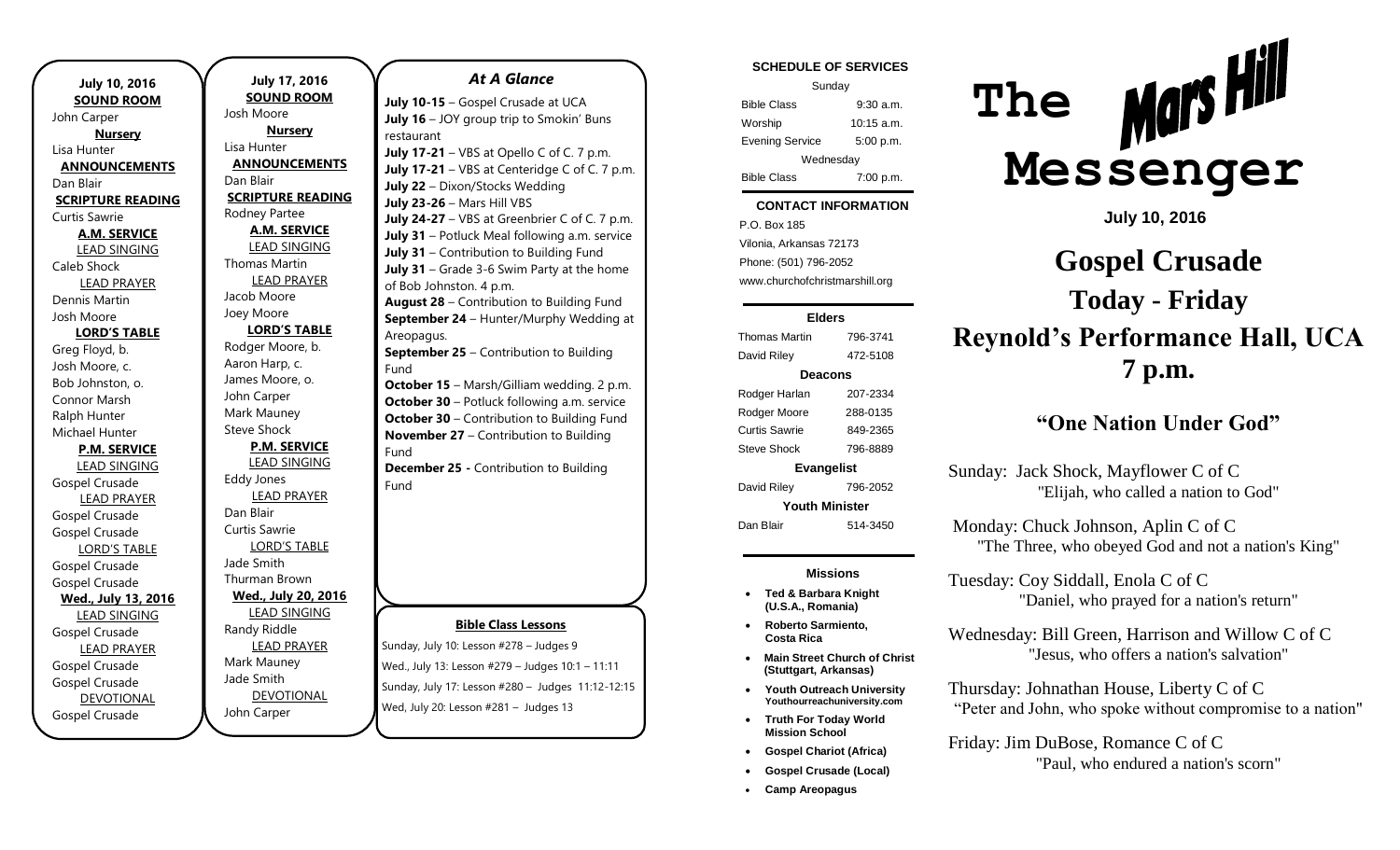**July 10, 2016**

**SOUND ROOM**
John Carper

**Nursery**
Lisa Hunter

**ANNOUNCEMENTS**
Dan Blair

**SCRIPTURE READING**
Curtis Sawrie

**A.M. SERVICE**

LEAD SINGING
Caleb Shock

LEAD PRAYER
Dennis Martin
Josh Moore

**LORD'S TABLE**
Greg Floyd, b.
Josh Moore, c.
Bob Johnston, o.
Connor Marsh
Ralph Hunter
Michael Hunter

**P.M. SERVICE**

LEAD SINGING
Gospel Crusade

LEAD PRAYER
Gospel Crusade
Gospel Crusade

LORD'S TABLE
Gospel Crusade
Gospel Crusade

**Wed., July 13, 2016**

LEAD SINGING
Gospel Crusade

LEAD PRAYER
Gospel Crusade
Gospel Crusade

DEVOTIONAL
Gospel Crusade

**July 17, 2016**

**SOUND ROOM**
Josh Moore

**Nursery**
Lisa Hunter

**ANNOUNCEMENTS**
Dan Blair

**SCRIPTURE READING**
Rodney Partee

**A.M. SERVICE**

LEAD SINGING
Thomas Martin

LEAD PRAYER
Jacob Moore
Joey Moore

**LORD'S TABLE**
Rodger Moore, b.
Aaron Harp, c.
James Moore, o.
John Carper
Mark Mauney
Steve Shock

**P.M. SERVICE**

LEAD SINGING
Eddy Jones

LEAD PRAYER
Dan Blair
Curtis Sawrie

LORD'S TABLE
Jade Smith
Thurman Brown

**Wed., July 20, 2016**

LEAD SINGING
Randy Riddle

LEAD PRAYER
Mark Mauney
Jade Smith

DEVOTIONAL
John Carper

## *At A Glance*

**July 10-15** – Gospel Crusade at UCA
**July 16** – JOY group trip to Smokin' Buns restaurant
**July 17-21** – VBS at Opello C of C. 7 p.m.
**July 17-21** – VBS at Centeridge C of C. 7 p.m.
**July 22** – Dixon/Stocks Wedding
**July 23-26** – Mars Hill VBS
**July 24-27** – VBS at Greenbrier C of C. 7 p.m.
**July 31** – Potluck Meal following a.m. service
**July 31** – Contribution to Building Fund
**July 31** – Grade 3-6 Swim Party at the home of Bob Johnston. 4 p.m.
**August 28** – Contribution to Building Fund
**September 24** – Hunter/Murphy Wedding at Areopagus.
**September 25** – Contribution to Building Fund
**October 15** – Marsh/Gilliam wedding. 2 p.m.
**October 30** – Potluck following a.m. service
**October 30** – Contribution to Building Fund
**November 27** – Contribution to Building Fund
**December 25 -** Contribution to Building Fund

### Bible Class Lessons

Sunday, July 10: Lesson #278 – Judges 9
Wed., July 13: Lesson #279 – Judges 10:1 – 11:11
Sunday, July 17: Lesson #280 – Judges 11:12-12:15
Wed, July 20: Lesson #281 – Judges 13

**SCHEDULE OF SERVICES**

| Sunday | |
|---|---|
| Bible Class | 9:30 a.m. |
| Worship | 10:15 a.m. |
| Evening Service | 5:00 p.m. |
| Wednesday | |
| Bible Class | 7:00 p.m. |

**CONTACT INFORMATION**

P.O. Box 185
Vilonia, Arkansas 72173
Phone: (501) 796-2052
www.churchofchristmarshill.org

| **Elders** | |
|---|---|
| Thomas Martin | 796-3741 |
| David Riley | 472-5108 |
| **Deacons** | |
| Rodger Harlan | 207-2334 |
| Rodger Moore | 288-0135 |
| Curtis Sawrie | 849-2365 |
| Steve Shock | 796-8889 |
| **Evangelist** | |
| David Riley | 796-2052 |
| **Youth Minister** | |
| Dan Blair | 514-3450 |

**Missions**

- **Ted & Barbara Knight (U.S.A., Romania)**
- **Roberto Sarmiento, Costa Rica**
- **Main Street Church of Christ (Stuttgart, Arkansas)**
- **Youth Outreach University Youthourreachuniversity.com**
- **Truth For Today World Mission School**
- **Gospel Chariot (Africa)**
- **Gospel Crusade (Local)**
- **Camp Areopagus**

# The Mars Hill Messenger

**July 10, 2016**

# Gospel Crusade
# Today - Friday
# Reynold's Performance Hall, UCA
# 7 p.m.

## "One Nation Under God"

Sunday: Jack Shock, Mayflower C of C
"Elijah, who called a nation to God"

Monday: Chuck Johnson, Aplin C of C
"The Three, who obeyed God and not a nation's King"

Tuesday: Coy Siddall, Enola C of C
"Daniel, who prayed for a nation's return"

Wednesday: Bill Green, Harrison and Willow C of C
"Jesus, who offers a nation's salvation"

Thursday: Johnathan House, Liberty C of C
"Peter and John, who spoke without compromise to a nation"

Friday: Jim DuBose, Romance C of C
"Paul, who endured a nation's scorn"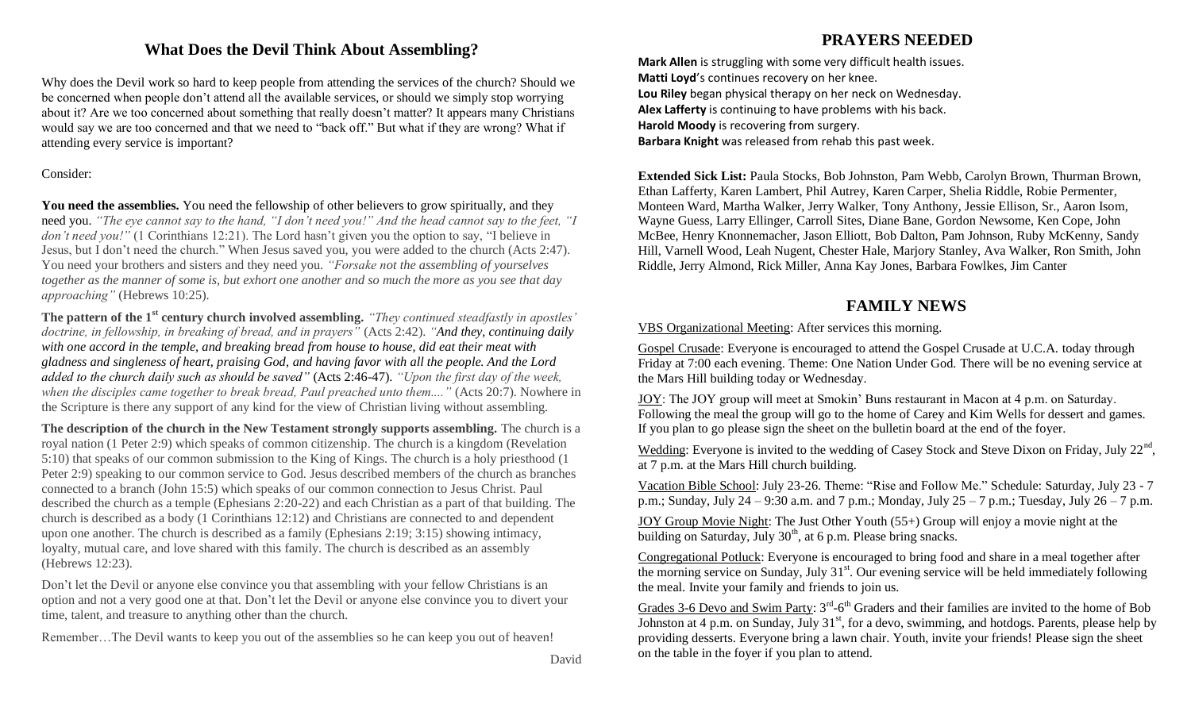## What Does the Devil Think About Assembling?

Why does the Devil work so hard to keep people from attending the services of the church? Should we be concerned when people don't attend all the available services, or should we simply stop worrying about it? Are we too concerned about something that really doesn't matter? It appears many Christians would say we are too concerned and that we need to "back off." But what if they are wrong? What if attending every service is important?

Consider:

**You need the assemblies.** You need the fellowship of other believers to grow spiritually, and they need you. *"The eye cannot say to the hand, "I don't need you!" And the head cannot say to the feet, "I don't need you!"* (1 Corinthians 12:21). The Lord hasn't given you the option to say, "I believe in Jesus, but I don't need the church." When Jesus saved you, you were added to the church (Acts 2:47). You need your brothers and sisters and they need you. *"Forsake not the assembling of yourselves together as the manner of some is, but exhort one another and so much the more as you see that day approaching"* (Hebrews 10:25).

**The pattern of the 1st century church involved assembling.** *"They continued steadfastly in apostles' doctrine, in fellowship, in breaking of bread, and in prayers"* (Acts 2:42). *"And they, continuing daily with one accord in the temple, and breaking bread from house to house, did eat their meat with gladness and singleness of heart, praising God, and having favor with all the people. And the Lord added to the church daily such as should be saved"* (Acts 2:46-47). *"Upon the first day of the week, when the disciples came together to break bread, Paul preached unto them...."* (Acts 20:7). Nowhere in the Scripture is there any support of any kind for the view of Christian living without assembling.

**The description of the church in the New Testament strongly supports assembling.** The church is a royal nation (1 Peter 2:9) which speaks of common citizenship. The church is a kingdom (Revelation 5:10) that speaks of our common submission to the King of Kings. The church is a holy priesthood (1 Peter 2:9) speaking to our common service to God. Jesus described members of the church as branches connected to a branch (John 15:5) which speaks of our common connection to Jesus Christ. Paul described the church as a temple (Ephesians 2:20-22) and each Christian as a part of that building. The church is described as a body (1 Corinthians 12:12) and Christians are connected to and dependent upon one another. The church is described as a family (Ephesians 2:19; 3:15) showing intimacy, loyalty, mutual care, and love shared with this family. The church is described as an assembly (Hebrews 12:23).

Don't let the Devil or anyone else convince you that assembling with your fellow Christians is an option and not a very good one at that. Don't let the Devil or anyone else convince you to divert your time, talent, and treasure to anything other than the church.

Remember…The Devil wants to keep you out of the assemblies so he can keep you out of heaven!

David

## PRAYERS NEEDED

**Mark Allen** is struggling with some very difficult health issues.
**Matti Loyd**'s continues recovery on her knee.
**Lou Riley** began physical therapy on her neck on Wednesday.
**Alex Lafferty** is continuing to have problems with his back.
**Harold Moody** is recovering from surgery.
**Barbara Knight** was released from rehab this past week.

**Extended Sick List:** Paula Stocks, Bob Johnston, Pam Webb, Carolyn Brown, Thurman Brown, Ethan Lafferty, Karen Lambert, Phil Autrey, Karen Carper, Shelia Riddle, Robie Permenter, Monteen Ward, Martha Walker, Jerry Walker, Tony Anthony, Jessie Ellison, Sr., Aaron Isom, Wayne Guess, Larry Ellinger, Carroll Sites, Diane Bane, Gordon Newsome, Ken Cope, John McBee, Henry Knonnemacher, Jason Elliott, Bob Dalton, Pam Johnson, Ruby McKenny, Sandy Hill, Varnell Wood, Leah Nugent, Chester Hale, Marjory Stanley, Ava Walker, Ron Smith, John Riddle, Jerry Almond, Rick Miller, Anna Kay Jones, Barbara Fowlkes, Jim Canter

## FAMILY NEWS

VBS Organizational Meeting: After services this morning.

Gospel Crusade: Everyone is encouraged to attend the Gospel Crusade at U.C.A. today through Friday at 7:00 each evening. Theme: One Nation Under God. There will be no evening service at the Mars Hill building today or Wednesday.

JOY: The JOY group will meet at Smokin' Buns restaurant in Macon at 4 p.m. on Saturday. Following the meal the group will go to the home of Carey and Kim Wells for dessert and games. If you plan to go please sign the sheet on the bulletin board at the end of the foyer.

Wedding: Everyone is invited to the wedding of Casey Stock and Steve Dixon on Friday, July 22nd, at 7 p.m. at the Mars Hill church building.

Vacation Bible School: July 23-26. Theme: "Rise and Follow Me." Schedule: Saturday, July 23 - 7 p.m.; Sunday, July 24 – 9:30 a.m. and 7 p.m.; Monday, July 25 – 7 p.m.; Tuesday, July 26 – 7 p.m.

JOY Group Movie Night: The Just Other Youth (55+) Group will enjoy a movie night at the building on Saturday, July 30th, at 6 p.m. Please bring snacks.

Congregational Potluck: Everyone is encouraged to bring food and share in a meal together after the morning service on Sunday, July 31st. Our evening service will be held immediately following the meal. Invite your family and friends to join us.

Grades 3-6 Devo and Swim Party: 3rd-6th Graders and their families are invited to the home of Bob Johnston at 4 p.m. on Sunday, July 31st, for a devo, swimming, and hotdogs. Parents, please help by providing desserts. Everyone bring a lawn chair. Youth, invite your friends! Please sign the sheet on the table in the foyer if you plan to attend.